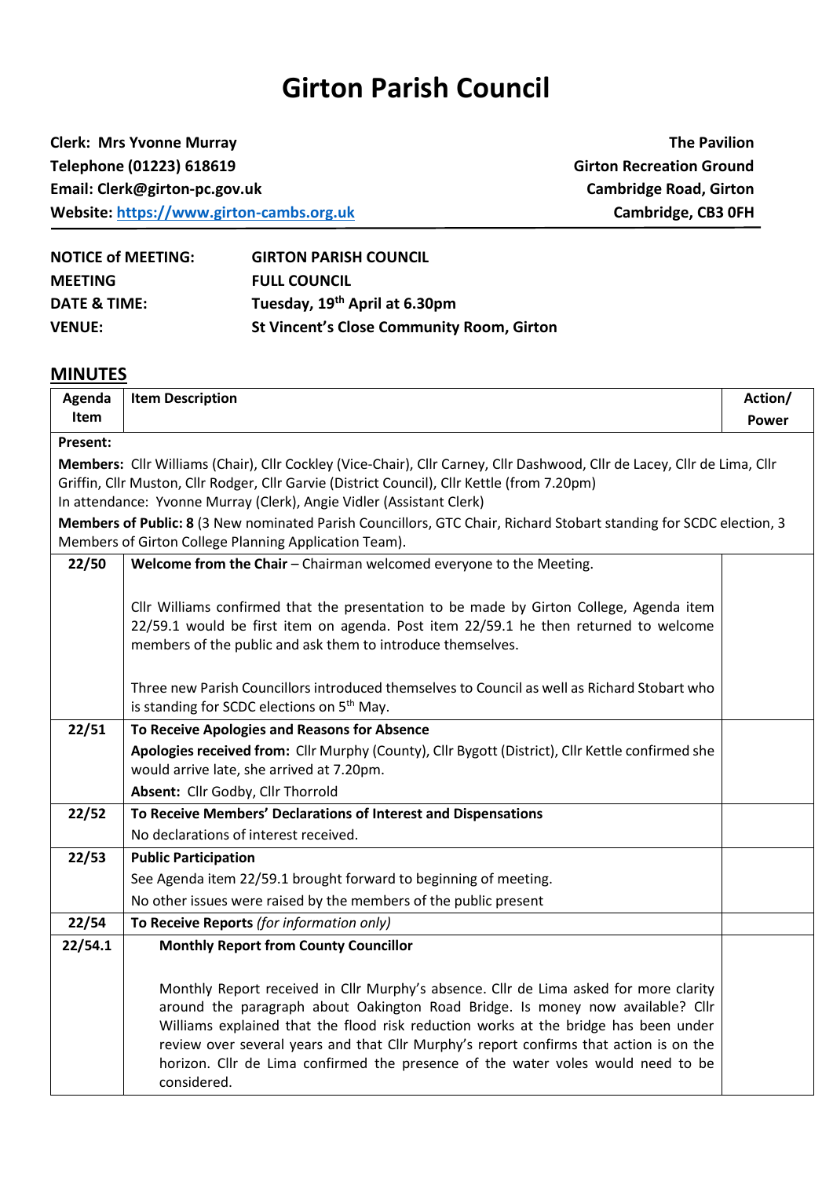# Girton Parish Council

| | |
|---|---|
| **Clerk: Mrs Yvonne Murray** | **The Pavilion** |
| **Telephone (01223) 618619** | **Girton Recreation Ground** |
| **Email: Clerk@girton-pc.gov.uk** | **Cambridge Road, Girton** |
| **Website: [https://www.girton-cambs.org.uk](https://www.girton-cambs.org.uk)** | **Cambridge, CB3 0FH** |

| | |
|---|---|
| **NOTICE of MEETING:** | **GIRTON PARISH COUNCIL** |
| **MEETING** | **FULL COUNCIL** |
| **DATE & TIME:** | **Tuesday, 19th April at 6.30pm** |
| **VENUE:** | **St Vincent's Close Community Room, Girton** |

## MINUTES

| Agenda Item | Item Description | Action/ Power |
|---|---|---|
| **Present:** | | |
| **Members:** Cllr Williams (Chair), Cllr Cockley (Vice-Chair), Cllr Carney, Cllr Dashwood, Cllr de Lacey, Cllr de Lima, Cllr Griffin, Cllr Muston, Cllr Rodger, Cllr Garvie (District Council), Cllr Kettle (from 7.20pm)<br>In attendance: Yvonne Murray (Clerk), Angie Vidler (Assistant Clerk)<br>**Members of Public: 8** (3 New nominated Parish Councillors, GTC Chair, Richard Stobart standing for SCDC election, 3 Members of Girton College Planning Application Team). | | |
| **22/50** | **Welcome from the Chair** – Chairman welcomed everyone to the Meeting.<br><br>Cllr Williams confirmed that the presentation to be made by Girton College, Agenda item 22/59.1 would be first item on agenda. Post item 22/59.1 he then returned to welcome members of the public and ask them to introduce themselves.<br><br>Three new Parish Councillors introduced themselves to Council as well as Richard Stobart who is standing for SCDC elections on 5th May. | |
| **22/51** | **To Receive Apologies and Reasons for Absence**<br>**Apologies received from:** Cllr Murphy (County), Cllr Bygott (District), Cllr Kettle confirmed she would arrive late, she arrived at 7.20pm.<br>**Absent:** Cllr Godby, Cllr Thorrold | |
| **22/52** | **To Receive Members' Declarations of Interest and Dispensations**<br>No declarations of interest received. | |
| **22/53** | **Public Participation**<br>See Agenda item 22/59.1 brought forward to beginning of meeting.<br>No other issues were raised by the members of the public present | |
| **22/54** | **To Receive Reports** *(for information only)* | |
| **22/54.1** | **Monthly Report from County Councillor**<br><br>Monthly Report received in Cllr Murphy's absence. Cllr de Lima asked for more clarity around the paragraph about Oakington Road Bridge. Is money now available? Cllr Williams explained that the flood risk reduction works at the bridge has been under review over several years and that Cllr Murphy's report confirms that action is on the horizon. Cllr de Lima confirmed the presence of the water voles would need to be considered. | |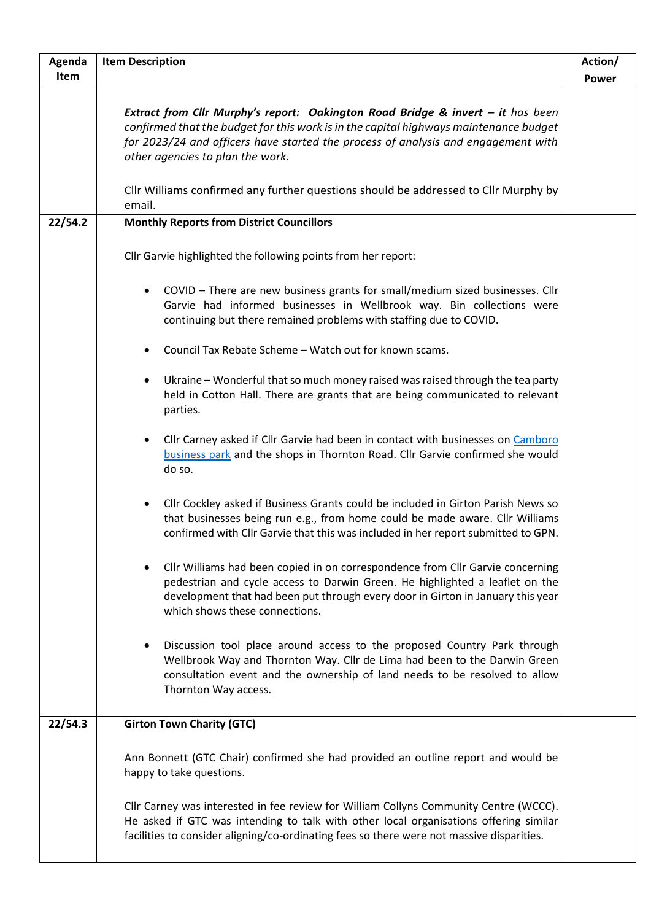| Agenda Item | Item Description | Action/ Power |
|---|---|---|
| | ***Extract from Cllr Murphy's report: Oakington Road Bridge & invert – it** has been confirmed that the budget for this work is in the capital highways maintenance budget for 2023/24 and officers have started the process of analysis and engagement with other agencies to plan the work.* <br><br> Cllr Williams confirmed any further questions should be addressed to Cllr Murphy by email. | |
| **22/54.2** | **Monthly Reports from District Councillors** <br><br> Cllr Garvie highlighted the following points from her report: <br><br> • COVID – There are new business grants for small/medium sized businesses. Cllr Garvie had informed businesses in Wellbrook way. Bin collections were continuing but there remained problems with staffing due to COVID. <br><br> • Council Tax Rebate Scheme – Watch out for known scams. <br><br> • Ukraine – Wonderful that so much money raised was raised through the tea party held in Cotton Hall. There are grants that are being communicated to relevant parties. <br><br> • Cllr Carney asked if Cllr Garvie had been in contact with businesses on Camboro business park and the shops in Thornton Road. Cllr Garvie confirmed she would do so. <br><br> • Cllr Cockley asked if Business Grants could be included in Girton Parish News so that businesses being run e.g., from home could be made aware. Cllr Williams confirmed with Cllr Garvie that this was included in her report submitted to GPN. <br><br> • Cllr Williams had been copied in on correspondence from Cllr Garvie concerning pedestrian and cycle access to Darwin Green. He highlighted a leaflet on the development that had been put through every door in Girton in January this year which shows these connections. <br><br> • Discussion tool place around access to the proposed Country Park through Wellbrook Way and Thornton Way. Cllr de Lima had been to the Darwin Green consultation event and the ownership of land needs to be resolved to allow Thornton Way access. | |
| **22/54.3** | **Girton Town Charity (GTC)** <br><br> Ann Bonnett (GTC Chair) confirmed she had provided an outline report and would be happy to take questions. <br><br> Cllr Carney was interested in fee review for William Collyns Community Centre (WCCC). He asked if GTC was intending to talk with other local organisations offering similar facilities to consider aligning/co-ordinating fees so there were not massive disparities. | |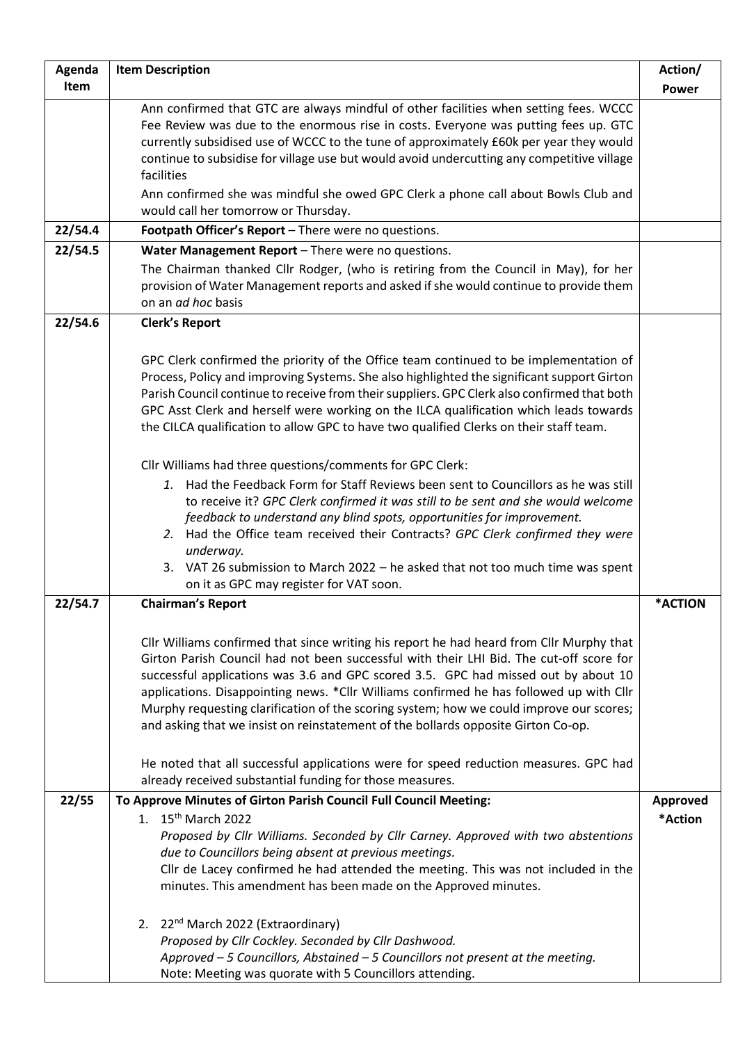| Agenda Item | Item Description | Action/ Power |
|---|---|---|
| | Ann confirmed that GTC are always mindful of other facilities when setting fees. WCCC Fee Review was due to the enormous rise in costs. Everyone was putting fees up. GTC currently subsidised use of WCCC to the tune of approximately £60k per year they would continue to subsidise for village use but would avoid undercutting any competitive village facilities<br>Ann confirmed she was mindful she owed GPC Clerk a phone call about Bowls Club and would call her tomorrow or Thursday. | |
| 22/54.4 | **Footpath Officer's Report** – There were no questions. | |
| 22/54.5 | **Water Management Report** – There were no questions.<br>The Chairman thanked Cllr Rodger, (who is retiring from the Council in May), for her provision of Water Management reports and asked if she would continue to provide them on an *ad hoc* basis | |
| 22/54.6 | **Clerk's Report**<br><br>GPC Clerk confirmed the priority of the Office team continued to be implementation of Process, Policy and improving Systems. She also highlighted the significant support Girton Parish Council continue to receive from their suppliers. GPC Clerk also confirmed that both GPC Asst Clerk and herself were working on the ILCA qualification which leads towards the CILCA qualification to allow GPC to have two qualified Clerks on their staff team.<br><br>Cllr Williams had three questions/comments for GPC Clerk:<br>1. Had the Feedback Form for Staff Reviews been sent to Councillors as he was still to receive it? *GPC Clerk confirmed it was still to be sent and she would welcome feedback to understand any blind spots, opportunities for improvement.*<br>2. Had the Office team received their Contracts? *GPC Clerk confirmed they were underway.*<br>3. VAT 26 submission to March 2022 – he asked that not too much time was spent on it as GPC may register for VAT soon. | |
| 22/54.7 | **Chairman's Report**<br><br>Cllr Williams confirmed that since writing his report he had heard from Cllr Murphy that Girton Parish Council had not been successful with their LHI Bid. The cut-off score for successful applications was 3.6 and GPC scored 3.5. GPC had missed out by about 10 applications. Disappointing news. *Cllr Williams confirmed he has followed up with Cllr Murphy requesting clarification of the scoring system; how we could improve our scores; and asking that we insist on reinstatement of the bollards opposite Girton Co-op.<br><br>He noted that all successful applications were for speed reduction measures. GPC had already received substantial funding for those measures. | **\*ACTION** |
| 22/55 | **To Approve Minutes of Girton Parish Council Full Council Meeting:**<br>1. 15th March 2022<br>*Proposed by Cllr Williams. Seconded by Cllr Carney. Approved with two abstentions due to Councillors being absent at previous meetings.*<br>Cllr de Lacey confirmed he had attended the meeting. This was not included in the minutes. This amendment has been made on the Approved minutes.<br><br>2. 22nd March 2022 (Extraordinary)<br>*Proposed by Cllr Cockley. Seconded by Cllr Dashwood.*<br>*Approved – 5 Councillors, Abstained – 5 Councillors not present at the meeting.*<br>Note: Meeting was quorate with 5 Councillors attending. | **Approved**<br>**\*Action** |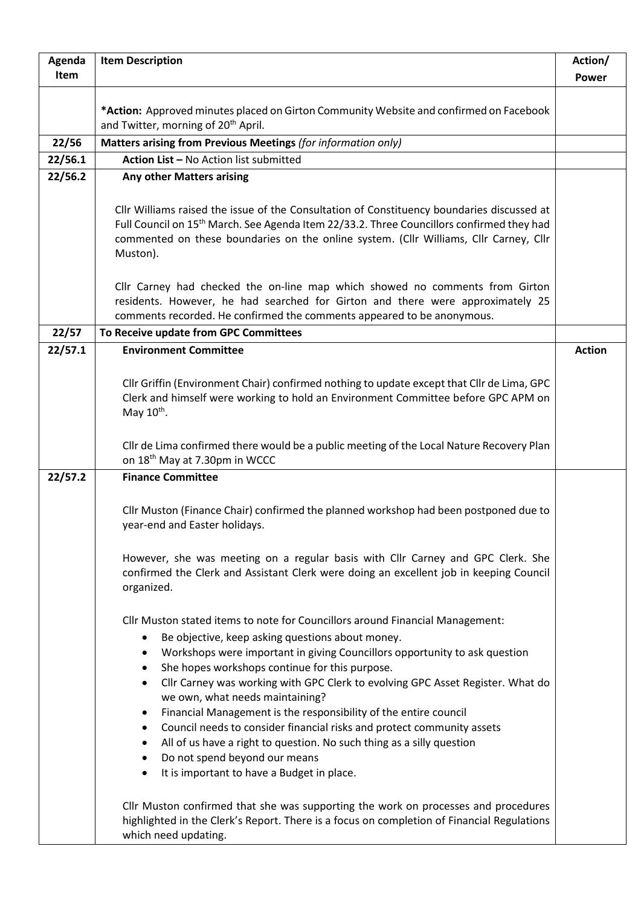| Agenda Item | Item Description | Action/ Power |
|---|---|---|
| | ***Action:** Approved minutes placed on Girton Community Website and confirmed on Facebook and Twitter, morning of 20th April. | |
| **22/56** | **Matters arising from Previous Meetings** *(for information only)* | |
| **22/56.1** | **Action List –** No Action list submitted | |
| **22/56.2** | **Any other Matters arising**<br><br>Cllr Williams raised the issue of the Consultation of Constituency boundaries discussed at Full Council on 15th March. See Agenda Item 22/33.2. Three Councillors confirmed they had commented on these boundaries on the online system. (Cllr Williams, Cllr Carney, Cllr Muston).<br><br>Cllr Carney had checked the on-line map which showed no comments from Girton residents. However, he had searched for Girton and there were approximately 25 comments recorded. He confirmed the comments appeared to be anonymous. | |
| **22/57** | **To Receive update from GPC Committees** | |
| **22/57.1** | **Environment Committee**<br><br>Cllr Griffin (Environment Chair) confirmed nothing to update except that Cllr de Lima, GPC Clerk and himself were working to hold an Environment Committee before GPC APM on May 10th.<br><br>Cllr de Lima confirmed there would be a public meeting of the Local Nature Recovery Plan on 18th May at 7.30pm in WCCC | **Action** |
| **22/57.2** | **Finance Committee**<br><br>Cllr Muston (Finance Chair) confirmed the planned workshop had been postponed due to year-end and Easter holidays.<br><br>However, she was meeting on a regular basis with Cllr Carney and GPC Clerk. She confirmed the Clerk and Assistant Clerk were doing an excellent job in keeping Council organized.<br><br>Cllr Muston stated items to note for Councillors around Financial Management:<br>• Be objective, keep asking questions about money.<br>• Workshops were important in giving Councillors opportunity to ask question<br>• She hopes workshops continue for this purpose.<br>• Cllr Carney was working with GPC Clerk to evolving GPC Asset Register. What do we own, what needs maintaining?<br>• Financial Management is the responsibility of the entire council<br>• Council needs to consider financial risks and protect community assets<br>• All of us have a right to question. No such thing as a silly question<br>• Do not spend beyond our means<br>• It is important to have a Budget in place.<br><br>Cllr Muston confirmed that she was supporting the work on processes and procedures highlighted in the Clerk's Report. There is a focus on completion of Financial Regulations which need updating. | |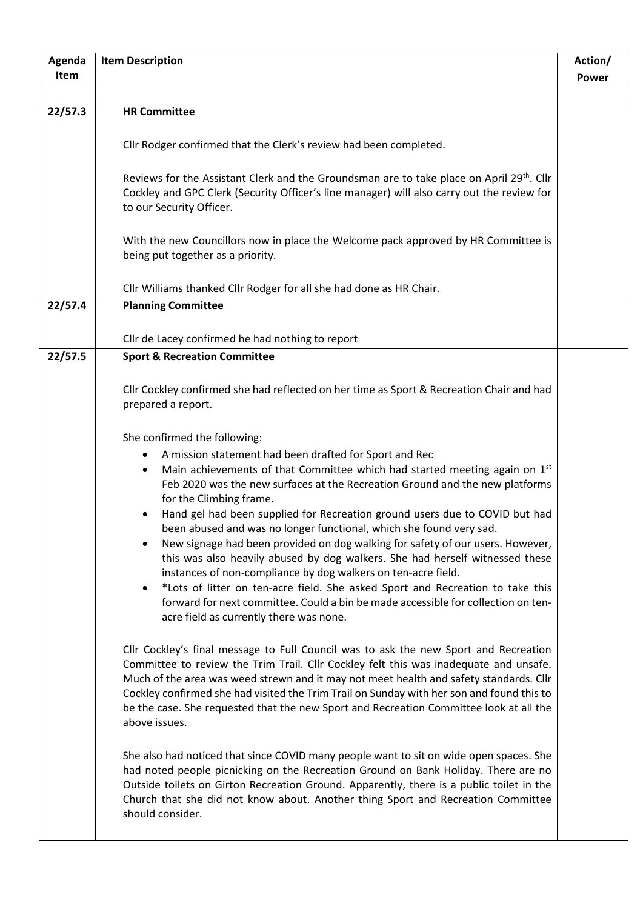| Agenda Item | Item Description | Action/ Power |
|---|---|---|
| | | |
| 22/57.3 | **HR Committee**<br><br>Cllr Rodger confirmed that the Clerk's review had been completed.<br><br>Reviews for the Assistant Clerk and the Groundsman are to take place on April 29th. Cllr Cockley and GPC Clerk (Security Officer's line manager) will also carry out the review for to our Security Officer.<br><br>With the new Councillors now in place the Welcome pack approved by HR Committee is being put together as a priority.<br><br>Cllr Williams thanked Cllr Rodger for all she had done as HR Chair. | |
| 22/57.4 | **Planning Committee**<br><br>Cllr de Lacey confirmed he had nothing to report | |
| 22/57.5 | **Sport & Recreation Committee**<br><br>Cllr Cockley confirmed she had reflected on her time as Sport & Recreation Chair and had prepared a report.<br><br>She confirmed the following:<br>• A mission statement had been drafted for Sport and Rec<br>• Main achievements of that Committee which had started meeting again on 1st Feb 2020 was the new surfaces at the Recreation Ground and the new platforms for the Climbing frame.<br>• Hand gel had been supplied for Recreation ground users due to COVID but had been abused and was no longer functional, which she found very sad.<br>• New signage had been provided on dog walking for safety of our users. However, this was also heavily abused by dog walkers. She had herself witnessed these instances of non-compliance by dog walkers on ten-acre field.<br>• *Lots of litter on ten-acre field. She asked Sport and Recreation to take this forward for next committee. Could a bin be made accessible for collection on ten-acre field as currently there was none.<br><br>Cllr Cockley's final message to Full Council was to ask the new Sport and Recreation Committee to review the Trim Trail. Cllr Cockley felt this was inadequate and unsafe. Much of the area was weed strewn and it may not meet health and safety standards. Cllr Cockley confirmed she had visited the Trim Trail on Sunday with her son and found this to be the case. She requested that the new Sport and Recreation Committee look at all the above issues.<br><br>She also had noticed that since COVID many people want to sit on wide open spaces. She had noted people picnicking on the Recreation Ground on Bank Holiday. There are no Outside toilets on Girton Recreation Ground. Apparently, there is a public toilet in the Church that she did not know about. Another thing Sport and Recreation Committee should consider. | |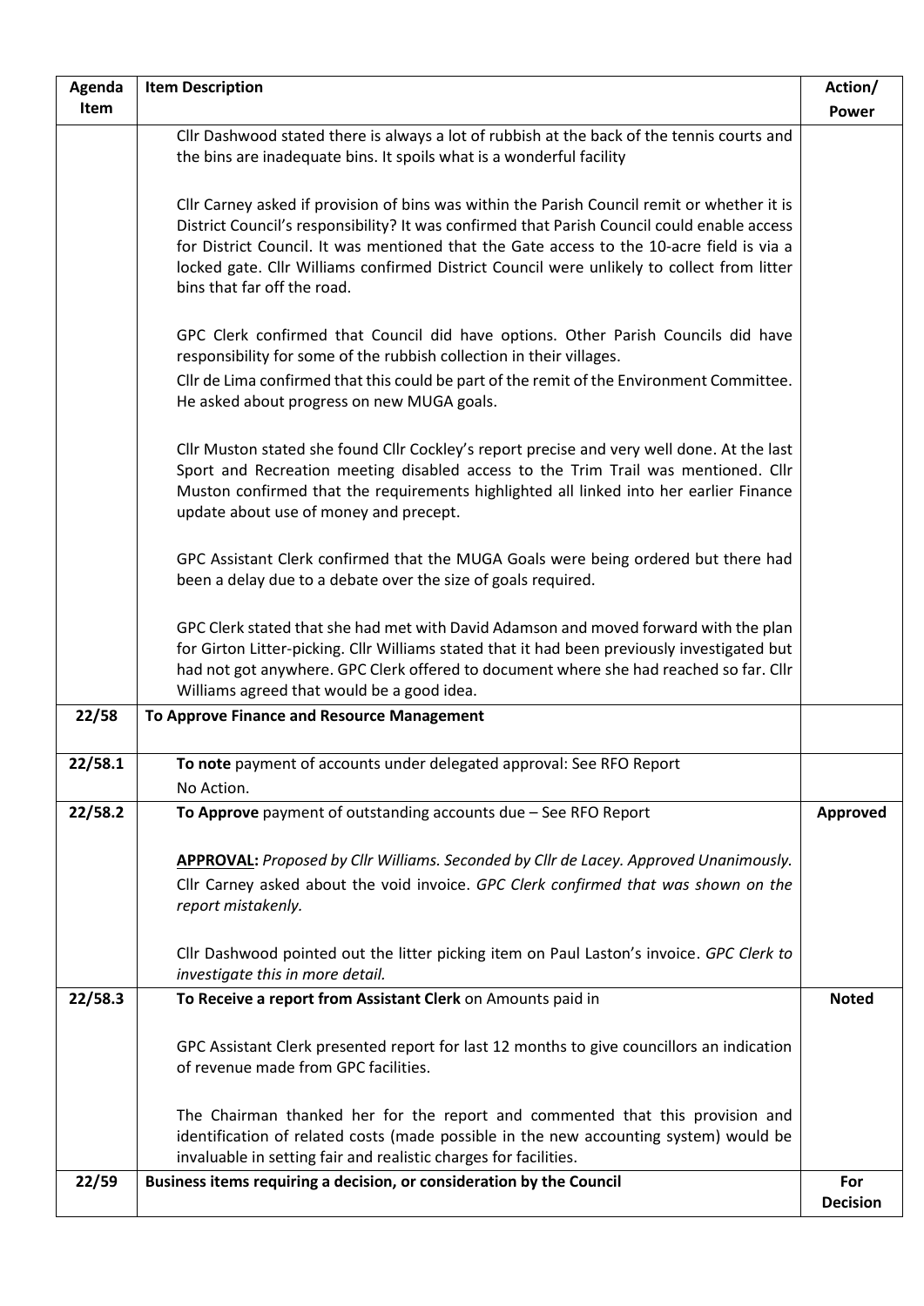| Agenda Item | Item Description | Action/ Power |
|---|---|---|
| | Cllr Dashwood stated there is always a lot of rubbish at the back of the tennis courts and the bins are inadequate bins. It spoils what is a wonderful facility<br><br>Cllr Carney asked if provision of bins was within the Parish Council remit or whether it is District Council's responsibility? It was confirmed that Parish Council could enable access for District Council. It was mentioned that the Gate access to the 10-acre field is via a locked gate. Cllr Williams confirmed District Council were unlikely to collect from litter bins that far off the road.<br><br>GPC Clerk confirmed that Council did have options. Other Parish Councils did have responsibility for some of the rubbish collection in their villages.<br>Cllr de Lima confirmed that this could be part of the remit of the Environment Committee. He asked about progress on new MUGA goals.<br><br>Cllr Muston stated she found Cllr Cockley's report precise and very well done. At the last Sport and Recreation meeting disabled access to the Trim Trail was mentioned. Cllr Muston confirmed that the requirements highlighted all linked into her earlier Finance update about use of money and precept.<br><br>GPC Assistant Clerk confirmed that the MUGA Goals were being ordered but there had been a delay due to a debate over the size of goals required.<br><br>GPC Clerk stated that she had met with David Adamson and moved forward with the plan for Girton Litter-picking. Cllr Williams stated that it had been previously investigated but had not got anywhere. GPC Clerk offered to document where she had reached so far. Cllr Williams agreed that would be a good idea. | |
| **22/58** | **To Approve Finance and Resource Management** | |
| **22/58.1** | **To note** payment of accounts under delegated approval: See RFO Report<br>No Action. | |
| **22/58.2** | **To Approve** payment of outstanding accounts due – See RFO Report<br><br>**APPROVAL:** *Proposed by Cllr Williams. Seconded by Cllr de Lacey. Approved Unanimously.*<br>Cllr Carney asked about the void invoice. *GPC Clerk confirmed that was shown on the report mistakenly.*<br><br>Cllr Dashwood pointed out the litter picking item on Paul Laston's invoice. *GPC Clerk to investigate this in more detail.* | **Approved** |
| **22/58.3** | **To Receive a report from Assistant Clerk** on Amounts paid in<br><br>GPC Assistant Clerk presented report for last 12 months to give councillors an indication of revenue made from GPC facilities.<br><br>The Chairman thanked her for the report and commented that this provision and identification of related costs (made possible in the new accounting system) would be invaluable in setting fair and realistic charges for facilities. | **Noted** |
| **22/59** | **Business items requiring a decision, or consideration by the Council** | **For Decision** |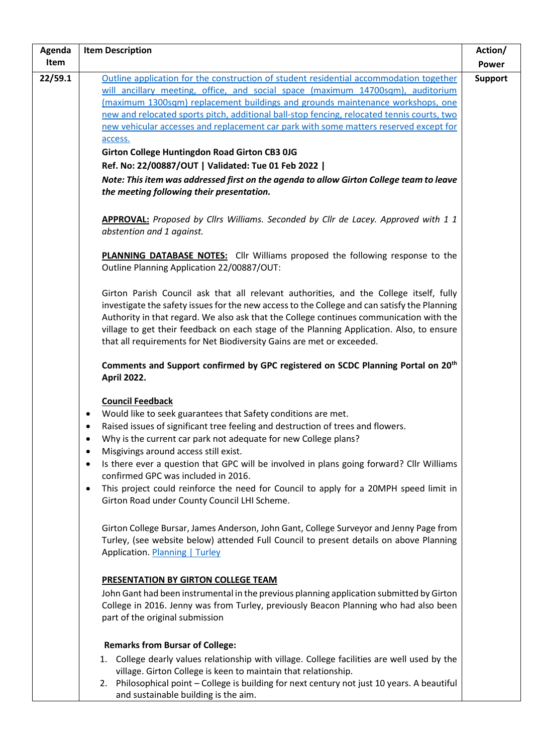| Agenda Item | Item Description | Action/ Power |
| --- | --- | --- |
| 22/59.1 | [Outline application for the construction of student residential accommodation together will ancillary meeting, office, and social space (maximum 14700sqm), auditorium (maximum 1300sqm) replacement buildings and grounds maintenance workshops, one new and relocated sports pitch, additional ball-stop fencing, relocated tennis courts, two new vehicular accesses and replacement car park with some matters reserved except for access.]()<br>**Girton College Huntingdon Road Girton CB3 0JG**<br>**Ref. No: 22/00887/OUT \| Validated: Tue 01 Feb 2022 \|**<br>***Note: This item was addressed first on the agenda to allow Girton College team to leave the meeting following their presentation.***<br><br>**<u>APPROVAL:</u>** *Proposed by Cllrs Williams. Seconded by Cllr de Lacey. Approved with 1 1 abstention and 1 against.*<br><br>**<u>PLANNING DATABASE NOTES:</u>** Cllr Williams proposed the following response to the Outline Planning Application 22/00887/OUT:<br><br>Girton Parish Council ask that all relevant authorities, and the College itself, fully investigate the safety issues for the new access to the College and can satisfy the Planning Authority in that regard. We also ask that the College continues communication with the village to get their feedback on each stage of the Planning Application. Also, to ensure that all requirements for Net Biodiversity Gains are met or exceeded.<br><br>**Comments and Support confirmed by GPC registered on SCDC Planning Portal on 20th April 2022.**<br><br>**<u>Council Feedback</u>**<br>• Would like to seek guarantees that Safety conditions are met.<br>• Raised issues of significant tree feeling and destruction of trees and flowers.<br>• Why is the current car park not adequate for new College plans?<br>• Misgivings around access still exist.<br>• Is there ever a question that GPC will be involved in plans going forward? Cllr Williams confirmed GPC was included in 2016.<br>• This project could reinforce the need for Council to apply for a 20MPH speed limit in Girton Road under County Council LHI Scheme.<br><br>Girton College Bursar, James Anderson, John Gant, College Surveyor and Jenny Page from Turley, (see website below) attended Full Council to present details on above Planning Application. [Planning \| Turley]()<br><br>**<u>PRESENTATION BY GIRTON COLLEGE TEAM</u>**<br>John Gant had been instrumental in the previous planning application submitted by Girton College in 2016. Jenny was from Turley, previously Beacon Planning who had also been part of the original submission<br><br>**Remarks from Bursar of College:**<br>1. College dearly values relationship with village. College facilities are well used by the village. Girton College is keen to maintain that relationship.<br>2. Philosophical point – College is building for next century not just 10 years. A beautiful and sustainable building is the aim. | **Support** |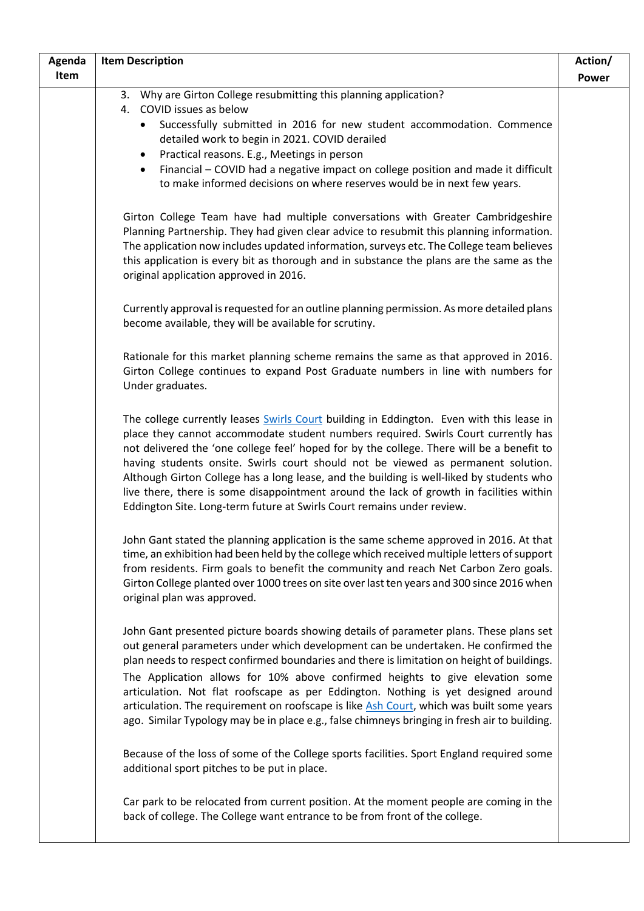| Agenda Item | Item Description | Action/ Power |
|---|---|---|
| | 3. Why are Girton College resubmitting this planning application?<br>4. COVID issues as below<br>• Successfully submitted in 2016 for new student accommodation. Commence detailed work to begin in 2021. COVID derailed<br>• Practical reasons. E.g., Meetings in person<br>• Financial – COVID had a negative impact on college position and made it difficult to make informed decisions on where reserves would be in next few years.<br><br>Girton College Team have had multiple conversations with Greater Cambridgeshire Planning Partnership. They had given clear advice to resubmit this planning information. The application now includes updated information, surveys etc. The College team believes this application is every bit as thorough and in substance the plans are the same as the original application approved in 2016.<br><br>Currently approval is requested for an outline planning permission. As more detailed plans become available, they will be available for scrutiny.<br><br>Rationale for this market planning scheme remains the same as that approved in 2016. Girton College continues to expand Post Graduate numbers in line with numbers for Under graduates.<br><br>The college currently leases [Swirls Court]() building in Eddington. Even with this lease in place they cannot accommodate student numbers required. Swirls Court currently has not delivered the 'one college feel' hoped for by the college. There will be a benefit to having students onsite. Swirls court should not be viewed as permanent solution. Although Girton College has a long lease, and the building is well-liked by students who live there, there is some disappointment around the lack of growth in facilities within Eddington Site. Long-term future at Swirls Court remains under review.<br><br>John Gant stated the planning application is the same scheme approved in 2016. At that time, an exhibition had been held by the college which received multiple letters of support from residents. Firm goals to benefit the community and reach Net Carbon Zero goals. Girton College planted over 1000 trees on site over last ten years and 300 since 2016 when original plan was approved.<br><br>John Gant presented picture boards showing details of parameter plans. These plans set out general parameters under which development can be undertaken. He confirmed the plan needs to respect confirmed boundaries and there is limitation on height of buildings. The Application allows for 10% above confirmed heights to give elevation some articulation. Not flat roofscape as per Eddington. Nothing is yet designed around articulation. The requirement on roofscape is like [Ash Court](), which was built some years ago. Similar Typology may be in place e.g., false chimneys bringing in fresh air to building.<br><br>Because of the loss of some of the College sports facilities. Sport England required some additional sport pitches to be put in place.<br><br>Car park to be relocated from current position. At the moment people are coming in the back of college. The College want entrance to be from front of the college. | |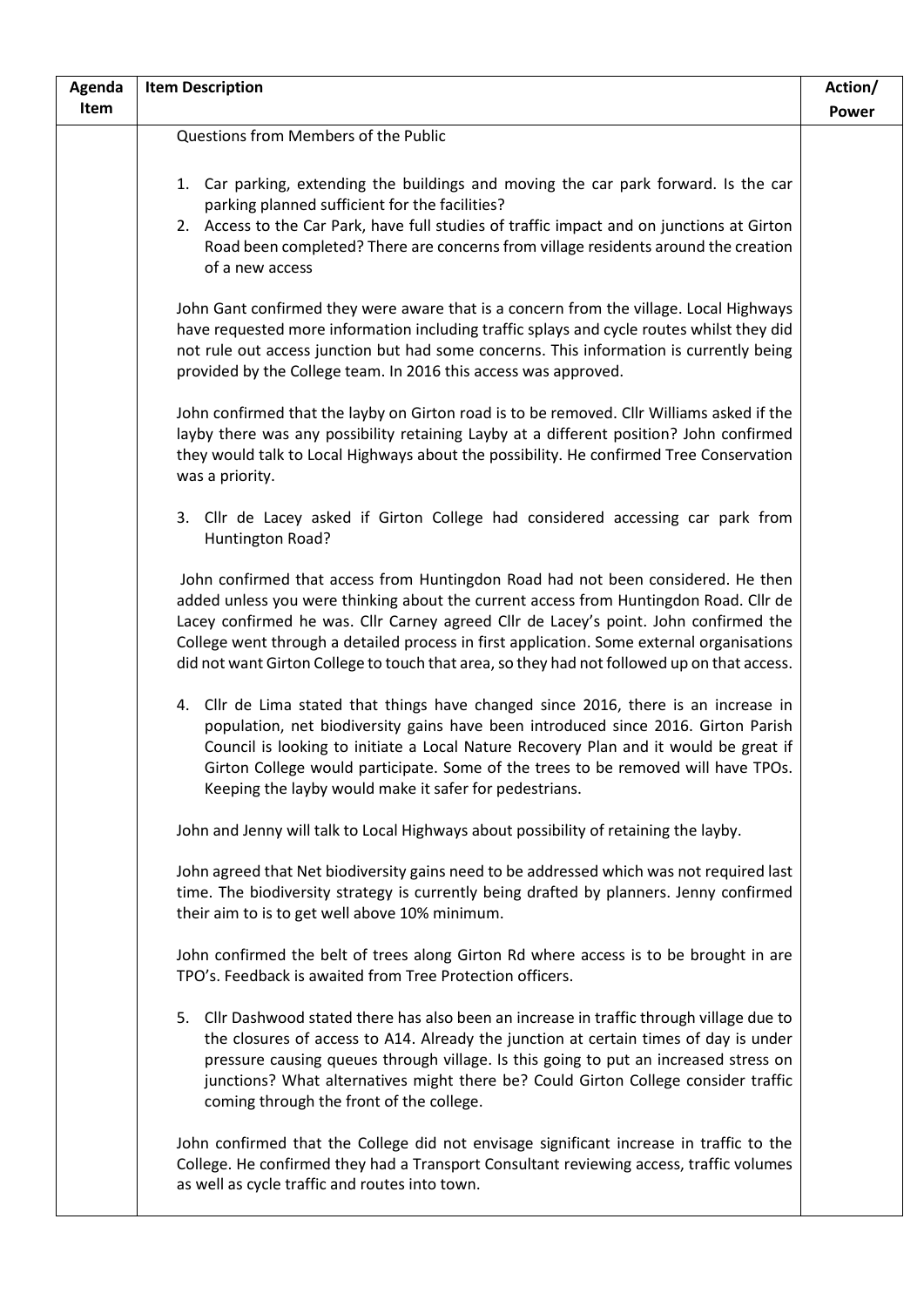| Agenda Item | Item Description | Action/ Power |
|---|---|---|
| | Questions from Members of the Public<br><br>1. Car parking, extending the buildings and moving the car park forward. Is the car parking planned sufficient for the facilities?<br>2. Access to the Car Park, have full studies of traffic impact and on junctions at Girton Road been completed? There are concerns from village residents around the creation of a new access<br><br>John Gant confirmed they were aware that is a concern from the village. Local Highways have requested more information including traffic splays and cycle routes whilst they did not rule out access junction but had some concerns. This information is currently being provided by the College team. In 2016 this access was approved.<br><br>John confirmed that the layby on Girton road is to be removed. Cllr Williams asked if the layby there was any possibility retaining Layby at a different position? John confirmed they would talk to Local Highways about the possibility. He confirmed Tree Conservation was a priority.<br><br>3. Cllr de Lacey asked if Girton College had considered accessing car park from Huntington Road?<br><br>John confirmed that access from Huntingdon Road had not been considered. He then added unless you were thinking about the current access from Huntingdon Road. Cllr de Lacey confirmed he was. Cllr Carney agreed Cllr de Lacey's point. John confirmed the College went through a detailed process in first application. Some external organisations did not want Girton College to touch that area, so they had not followed up on that access.<br><br>4. Cllr de Lima stated that things have changed since 2016, there is an increase in population, net biodiversity gains have been introduced since 2016. Girton Parish Council is looking to initiate a Local Nature Recovery Plan and it would be great if Girton College would participate. Some of the trees to be removed will have TPOs. Keeping the layby would make it safer for pedestrians.<br><br>John and Jenny will talk to Local Highways about possibility of retaining the layby.<br><br>John agreed that Net biodiversity gains need to be addressed which was not required last time. The biodiversity strategy is currently being drafted by planners. Jenny confirmed their aim to is to get well above 10% minimum.<br><br>John confirmed the belt of trees along Girton Rd where access is to be brought in are TPO's. Feedback is awaited from Tree Protection officers.<br><br>5. Cllr Dashwood stated there has also been an increase in traffic through village due to the closures of access to A14. Already the junction at certain times of day is under pressure causing queues through village. Is this going to put an increased stress on junctions? What alternatives might there be? Could Girton College consider traffic coming through the front of the college.<br><br>John confirmed that the College did not envisage significant increase in traffic to the College. He confirmed they had a Transport Consultant reviewing access, traffic volumes as well as cycle traffic and routes into town. | |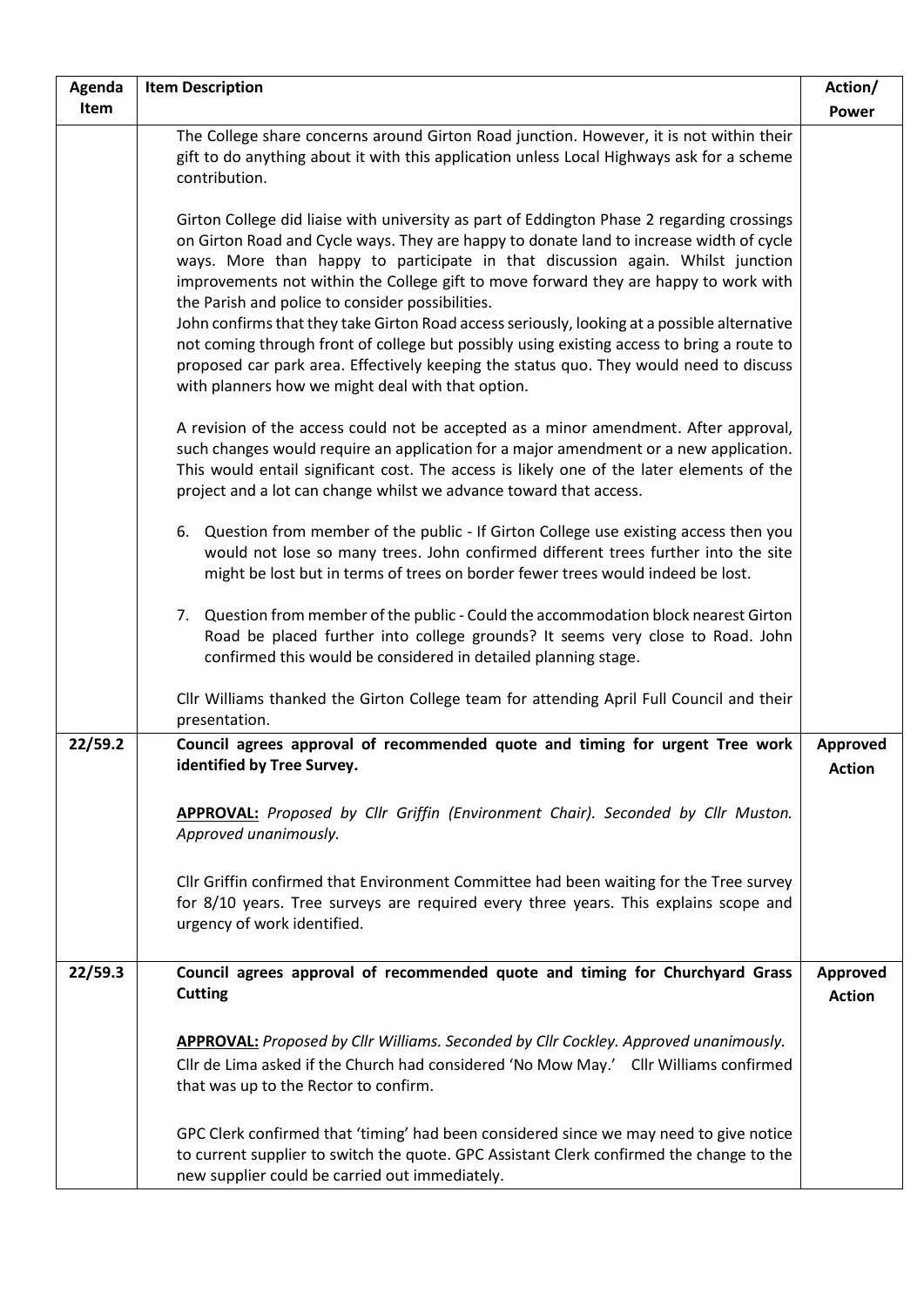| Agenda Item | Item Description | Action/ Power |
|---|---|---|
| | The College share concerns around Girton Road junction. However, it is not within their gift to do anything about it with this application unless Local Highways ask for a scheme contribution.<br><br>Girton College did liaise with university as part of Eddington Phase 2 regarding crossings on Girton Road and Cycle ways. They are happy to donate land to increase width of cycle ways. More than happy to participate in that discussion again. Whilst junction improvements not within the College gift to move forward they are happy to work with the Parish and police to consider possibilities.<br>John confirms that they take Girton Road access seriously, looking at a possible alternative not coming through front of college but possibly using existing access to bring a route to proposed car park area. Effectively keeping the status quo. They would need to discuss with planners how we might deal with that option.<br><br>A revision of the access could not be accepted as a minor amendment. After approval, such changes would require an application for a major amendment or a new application. This would entail significant cost. The access is likely one of the later elements of the project and a lot can change whilst we advance toward that access.<br><br>6. Question from member of the public - If Girton College use existing access then you would not lose so many trees. John confirmed different trees further into the site might be lost but in terms of trees on border fewer trees would indeed be lost.<br><br>7. Question from member of the public - Could the accommodation block nearest Girton Road be placed further into college grounds? It seems very close to Road. John confirmed this would be considered in detailed planning stage.<br><br>Cllr Williams thanked the Girton College team for attending April Full Council and their presentation. | |
| **22/59.2** | **Council agrees approval of recommended quote and timing for urgent Tree work identified by Tree Survey.**<br><br>**APPROVAL:** *Proposed by Cllr Griffin (Environment Chair). Seconded by Cllr Muston. Approved unanimously.*<br><br>Cllr Griffin confirmed that Environment Committee had been waiting for the Tree survey for 8/10 years. Tree surveys are required every three years. This explains scope and urgency of work identified. | **Approved Action** |
| **22/59.3** | **Council agrees approval of recommended quote and timing for Churchyard Grass Cutting**<br><br>**APPROVAL:** *Proposed by Cllr Williams. Seconded by Cllr Cockley. Approved unanimously.*<br>Cllr de Lima asked if the Church had considered 'No Mow May.' Cllr Williams confirmed that was up to the Rector to confirm.<br><br>GPC Clerk confirmed that 'timing' had been considered since we may need to give notice to current supplier to switch the quote. GPC Assistant Clerk confirmed the change to the new supplier could be carried out immediately. | **Approved Action** |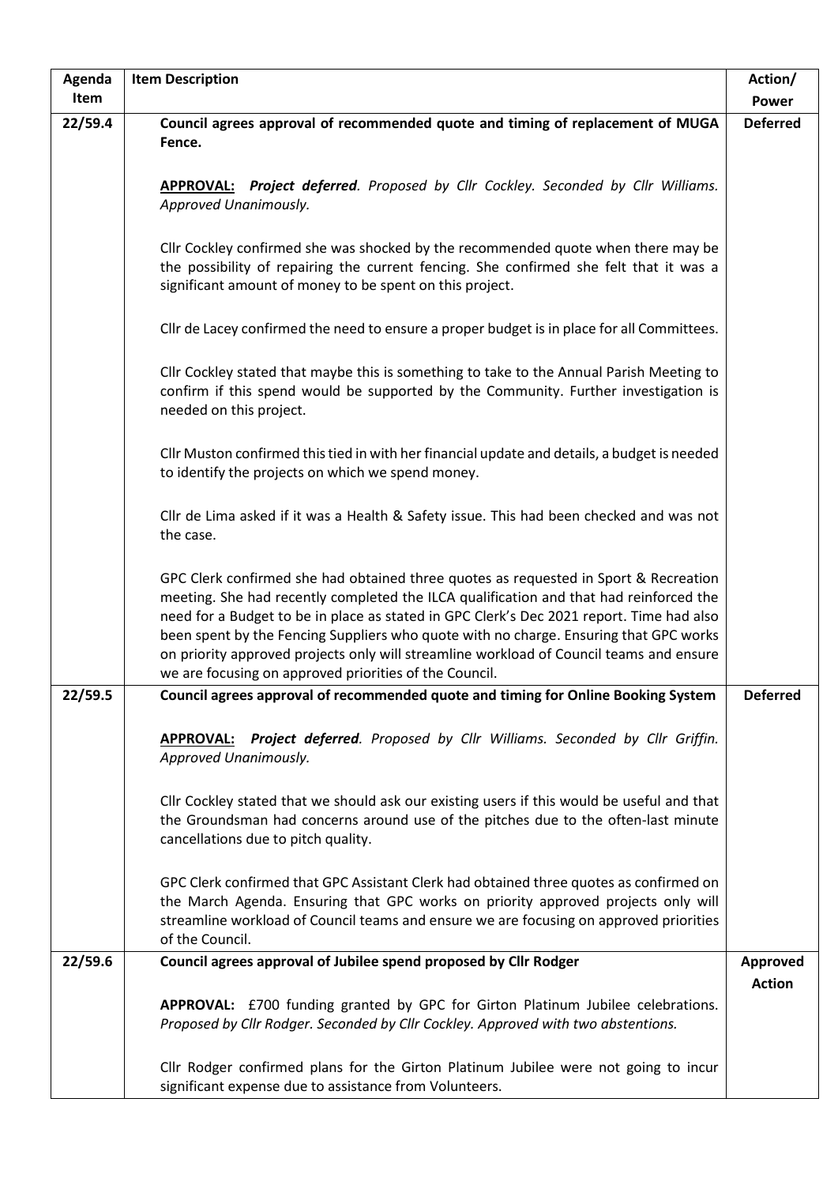| Agenda Item | Item Description | Action/ Power |
|---|---|---|
| 22/59.4 | **Council agrees approval of recommended quote and timing of replacement of MUGA Fence.**<br><br>**<u>APPROVAL:</u>** ***Project deferred***. *Proposed by Cllr Cockley. Seconded by Cllr Williams. Approved Unanimously.*<br><br>Cllr Cockley confirmed she was shocked by the recommended quote when there may be the possibility of repairing the current fencing. She confirmed she felt that it was a significant amount of money to be spent on this project.<br><br>Cllr de Lacey confirmed the need to ensure a proper budget is in place for all Committees.<br><br>Cllr Cockley stated that maybe this is something to take to the Annual Parish Meeting to confirm if this spend would be supported by the Community. Further investigation is needed on this project.<br><br>Cllr Muston confirmed this tied in with her financial update and details, a budget is needed to identify the projects on which we spend money.<br><br>Cllr de Lima asked if it was a Health & Safety issue. This had been checked and was not the case.<br><br>GPC Clerk confirmed she had obtained three quotes as requested in Sport & Recreation meeting. She had recently completed the ILCA qualification and that had reinforced the need for a Budget to be in place as stated in GPC Clerk's Dec 2021 report. Time had also been spent by the Fencing Suppliers who quote with no charge. Ensuring that GPC works on priority approved projects only will streamline workload of Council teams and ensure we are focusing on approved priorities of the Council. | **Deferred** |
| 22/59.5 | **Council agrees approval of recommended quote and timing for Online Booking System**<br><br>**<u>APPROVAL:</u>** ***Project deferred***. *Proposed by Cllr Williams. Seconded by Cllr Griffin. Approved Unanimously.*<br><br>Cllr Cockley stated that we should ask our existing users if this would be useful and that the Groundsman had concerns around use of the pitches due to the often-last minute cancellations due to pitch quality.<br><br>GPC Clerk confirmed that GPC Assistant Clerk had obtained three quotes as confirmed on the March Agenda. Ensuring that GPC works on priority approved projects only will streamline workload of Council teams and ensure we are focusing on approved priorities of the Council. | **Deferred** |
| 22/59.6 | **Council agrees approval of Jubilee spend proposed by Cllr Rodger**<br><br>**APPROVAL:** £700 funding granted by GPC for Girton Platinum Jubilee celebrations. *Proposed by Cllr Rodger. Seconded by Cllr Cockley. Approved with two abstentions.*<br><br>Cllr Rodger confirmed plans for the Girton Platinum Jubilee were not going to incur significant expense due to assistance from Volunteers. | **Approved Action** |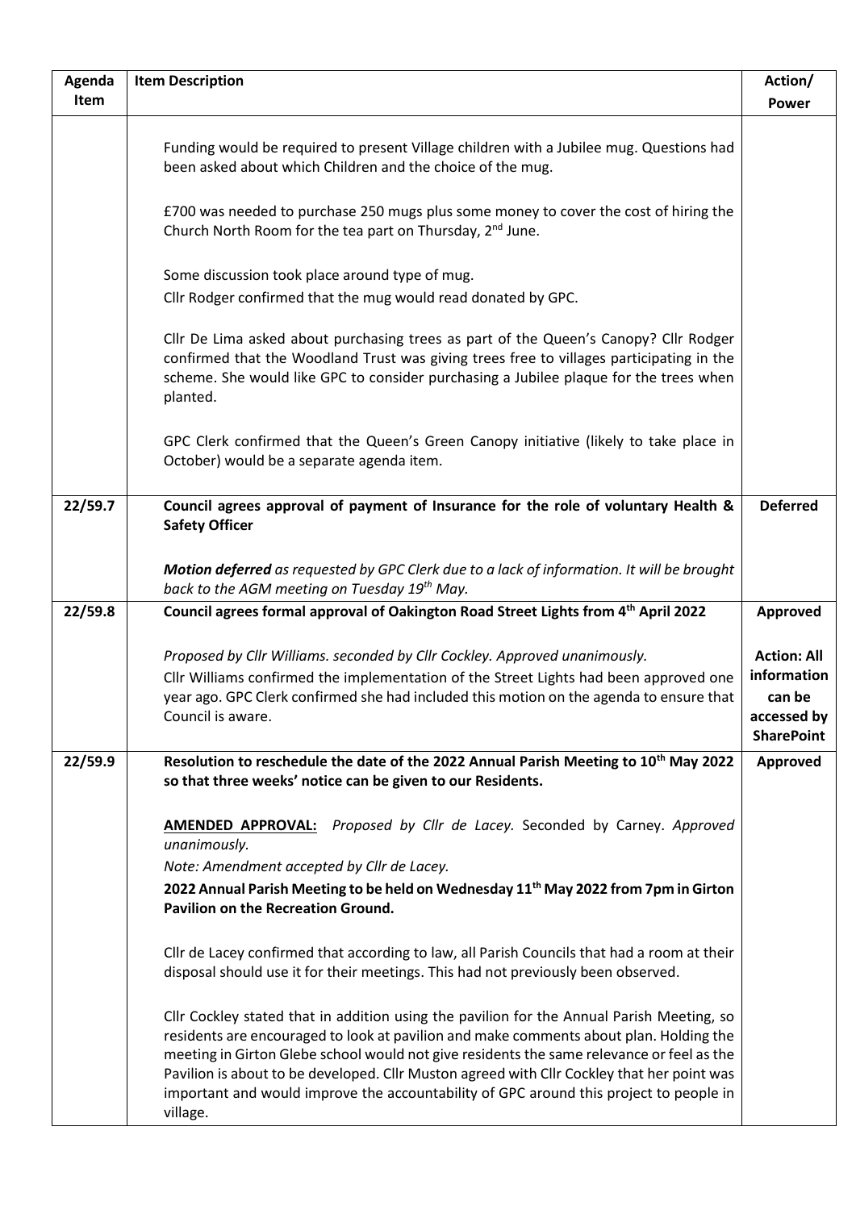| Agenda Item | Item Description | Action/ Power |
|---|---|---|
| | Funding would be required to present Village children with a Jubilee mug. Questions had been asked about which Children and the choice of the mug.<br><br>£700 was needed to purchase 250 mugs plus some money to cover the cost of hiring the Church North Room for the tea part on Thursday, 2nd June.<br><br>Some discussion took place around type of mug.<br>Cllr Rodger confirmed that the mug would read donated by GPC.<br><br>Cllr De Lima asked about purchasing trees as part of the Queen's Canopy? Cllr Rodger confirmed that the Woodland Trust was giving trees free to villages participating in the scheme. She would like GPC to consider purchasing a Jubilee plaque for the trees when planted.<br><br>GPC Clerk confirmed that the Queen's Green Canopy initiative (likely to take place in October) would be a separate agenda item. | |
| 22/59.7 | **Council agrees approval of payment of Insurance for the role of voluntary Health & Safety Officer**<br><br>***Motion deferred*** *as requested by GPC Clerk due to a lack of information. It will be brought back to the AGM meeting on Tuesday 19th May.* | **Deferred** |
| 22/59.8 | **Council agrees formal approval of Oakington Road Street Lights from 4th April 2022**<br><br>*Proposed by Cllr Williams. seconded by Cllr Cockley. Approved unanimously.*<br>Cllr Williams confirmed the implementation of the Street Lights had been approved one year ago. GPC Clerk confirmed she had included this motion on the agenda to ensure that Council is aware. | **Approved**<br><br>**Action: All information can be accessed by SharePoint** |
| 22/59.9 | **Resolution to reschedule the date of the 2022 Annual Parish Meeting to 10th May 2022 so that three weeks' notice can be given to our Residents.**<br><br>**AMENDED APPROVAL:** *Proposed by Cllr de Lacey.* Seconded by Carney. *Approved unanimously.*<br>*Note: Amendment accepted by Cllr de Lacey.*<br>**2022 Annual Parish Meeting to be held on Wednesday 11th May 2022 from 7pm in Girton Pavilion on the Recreation Ground.**<br><br>Cllr de Lacey confirmed that according to law, all Parish Councils that had a room at their disposal should use it for their meetings. This had not previously been observed.<br><br>Cllr Cockley stated that in addition using the pavilion for the Annual Parish Meeting, so residents are encouraged to look at pavilion and make comments about plan. Holding the meeting in Girton Glebe school would not give residents the same relevance or feel as the Pavilion is about to be developed. Cllr Muston agreed with Cllr Cockley that her point was important and would improve the accountability of GPC around this project to people in village. | **Approved** |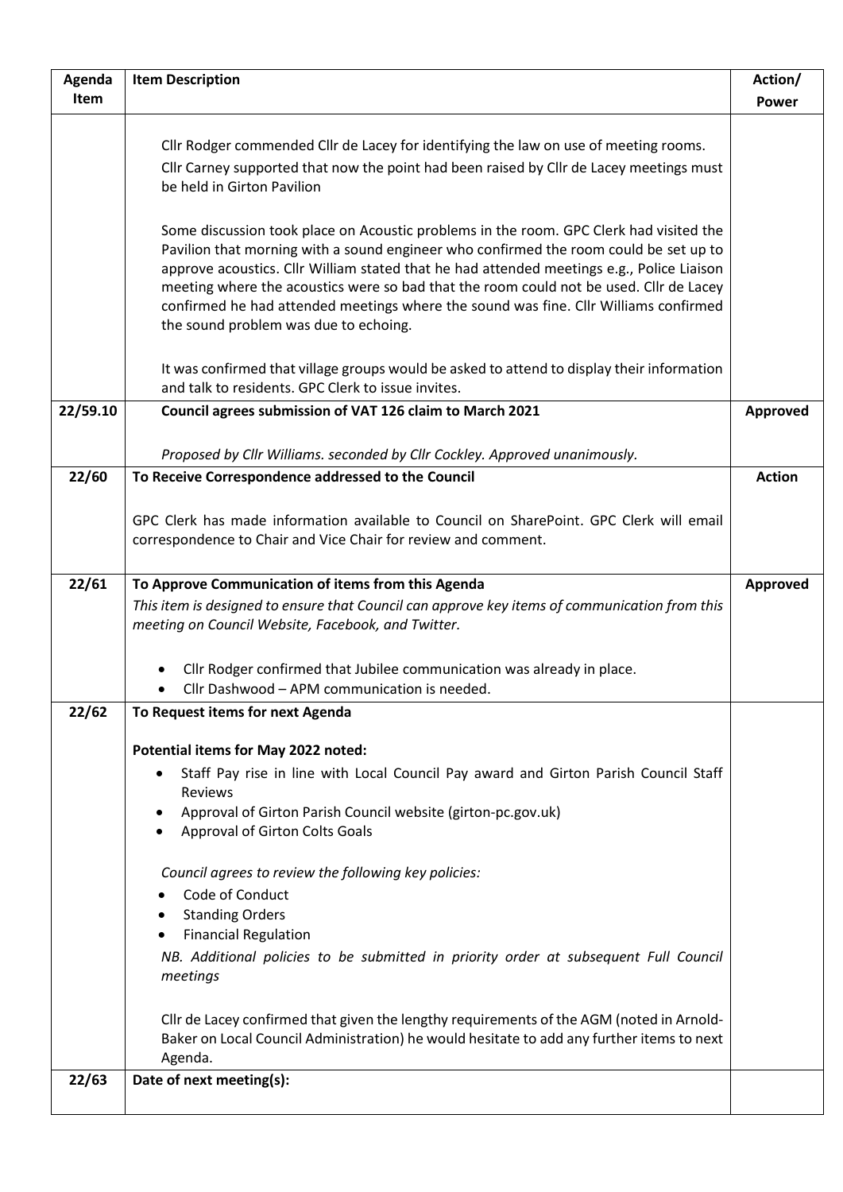| Agenda Item | Item Description | Action/ Power |
| --- | --- | --- |
| | Cllr Rodger commended Cllr de Lacey for identifying the law on use of meeting rooms. Cllr Carney supported that now the point had been raised by Cllr de Lacey meetings must be held in Girton Pavilion<br><br>Some discussion took place on Acoustic problems in the room. GPC Clerk had visited the Pavilion that morning with a sound engineer who confirmed the room could be set up to approve acoustics. Cllr William stated that he had attended meetings e.g., Police Liaison meeting where the acoustics were so bad that the room could not be used. Cllr de Lacey confirmed he had attended meetings where the sound was fine. Cllr Williams confirmed the sound problem was due to echoing.<br><br>It was confirmed that village groups would be asked to attend to display their information and talk to residents. GPC Clerk to issue invites. | |
| **22/59.10** | **Council agrees submission of VAT 126 claim to March 2021**<br><br>*Proposed by Cllr Williams. seconded by Cllr Cockley. Approved unanimously.* | **Approved** |
| **22/60** | **To Receive Correspondence addressed to the Council**<br><br>GPC Clerk has made information available to Council on SharePoint. GPC Clerk will email correspondence to Chair and Vice Chair for review and comment. | **Action** |
| **22/61** | **To Approve Communication of items from this Agenda**<br>*This item is designed to ensure that Council can approve key items of communication from this meeting on Council Website, Facebook, and Twitter.*<br><br>• Cllr Rodger confirmed that Jubilee communication was already in place.<br>• Cllr Dashwood – APM communication is needed. | **Approved** |
| **22/62** | **To Request items for next Agenda**<br><br>**Potential items for May 2022 noted:**<br>• Staff Pay rise in line with Local Council Pay award and Girton Parish Council Staff Reviews<br>• Approval of Girton Parish Council website (girton-pc.gov.uk)<br>• Approval of Girton Colts Goals<br><br>*Council agrees to review the following key policies:*<br>• Code of Conduct<br>• Standing Orders<br>• Financial Regulation<br>*NB. Additional policies to be submitted in priority order at subsequent Full Council meetings*<br><br>Cllr de Lacey confirmed that given the lengthy requirements of the AGM (noted in Arnold-Baker on Local Council Administration) he would hesitate to add any further items to next Agenda. | |
| **22/63** | **Date of next meeting(s):** | |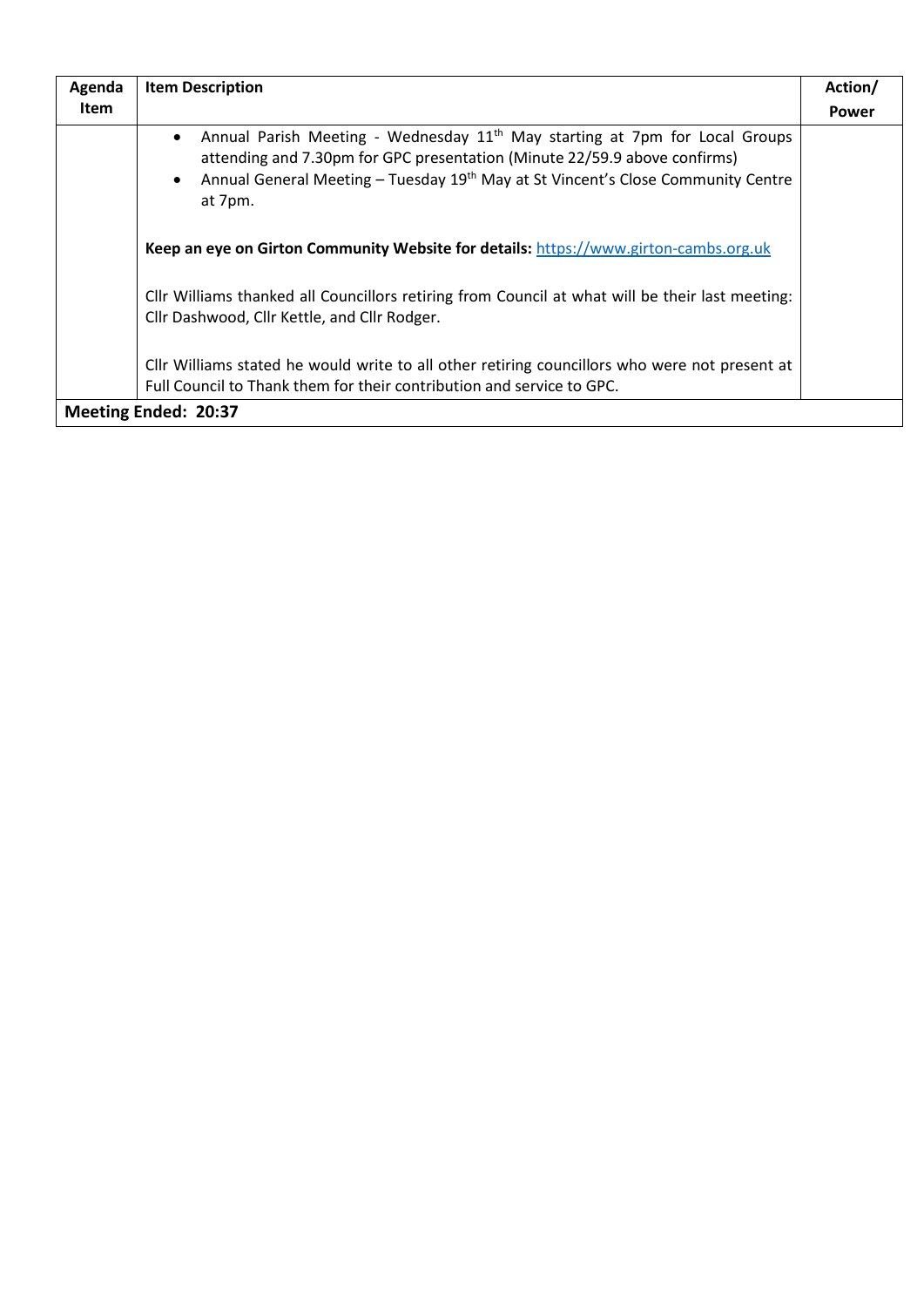| Agenda Item | Item Description | Action/ Power |
|---|---|---|
| | • Annual Parish Meeting - Wednesday 11th May starting at 7pm for Local Groups attending and 7.30pm for GPC presentation (Minute 22/59.9 above confirms)<br>• Annual General Meeting – Tuesday 19th May at St Vincent's Close Community Centre at 7pm.<br><br>**Keep an eye on Girton Community Website for details:** [https://www.girton-cambs.org.uk](https://www.girton-cambs.org.uk)<br><br>Cllr Williams thanked all Councillors retiring from Council at what will be their last meeting: Cllr Dashwood, Cllr Kettle, and Cllr Rodger.<br><br>Cllr Williams stated he would write to all other retiring councillors who were not present at Full Council to Thank them for their contribution and service to GPC. | |
| **Meeting Ended: 20:37** | | |